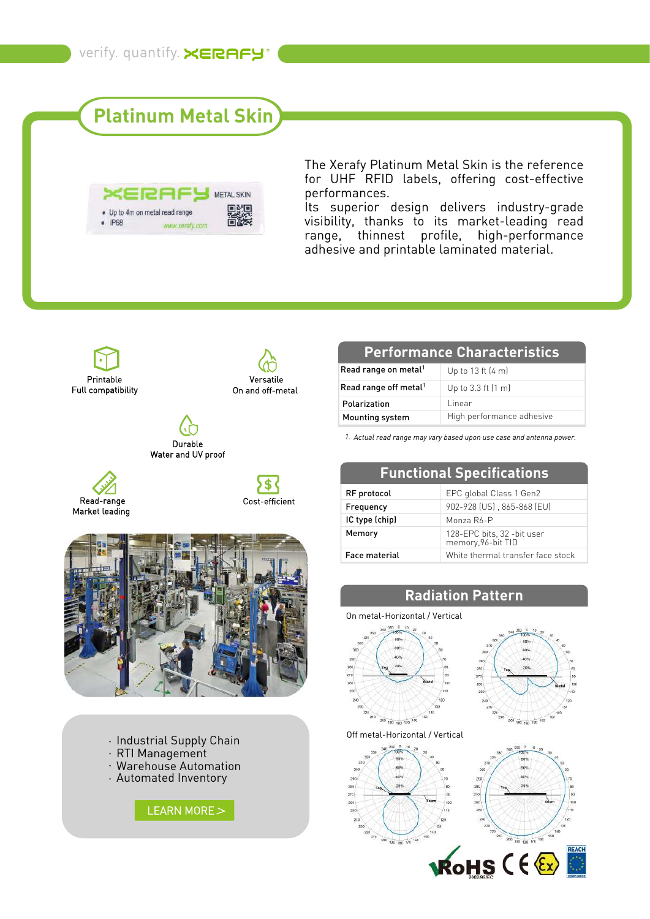verify. quantify. XERAFY

# Platinum Metal Skin

The Xerafy Platinum Metal Skin is the reference for UHF RFID labels, offering cost-effective performances.
Its superior design delivers industry-grade visibility, thanks to its market-leading read range, thinnest profile, high-performance adhesive and printable laminated material.

Printable
Full compatibility

Versatile
On and off-metal

Durable
Water and UV proof

Read-range
Market leading

Cost-efficient

## Performance Characteristics

| | |
|---|---|
| Read range on metal[1] | Up to 13 ft (4 m) |
| Read range off metal[1] | Up to 3.3 ft (1 m) |
| Polarization | Linear |
| Mounting system | High performance adhesive |

*1. Actual read range may vary based upon use case and antenna power.*

## Functional Specifications

| | |
|---|---|
| RF protocol | EPC global Class 1 Gen2 |
| Frequency | 902-928 (US) , 865-868 (EU) |
| IC type (chip) | Monza R6-P |
| Memory | 128-EPC bits, 32 -bit user memory,96-bit TID |
| Face material | White thermal transfer face stock |

## Radiation Pattern

On metal-Horizontal / Vertical

Off metal-Horizontal / Vertical

- Industrial Supply Chain
- RTI Management
- Warehouse Automation
- Automated Inventory

LEARN MORE >

RoHS 2002/95/EC CE Ex REACH COMPLIANCE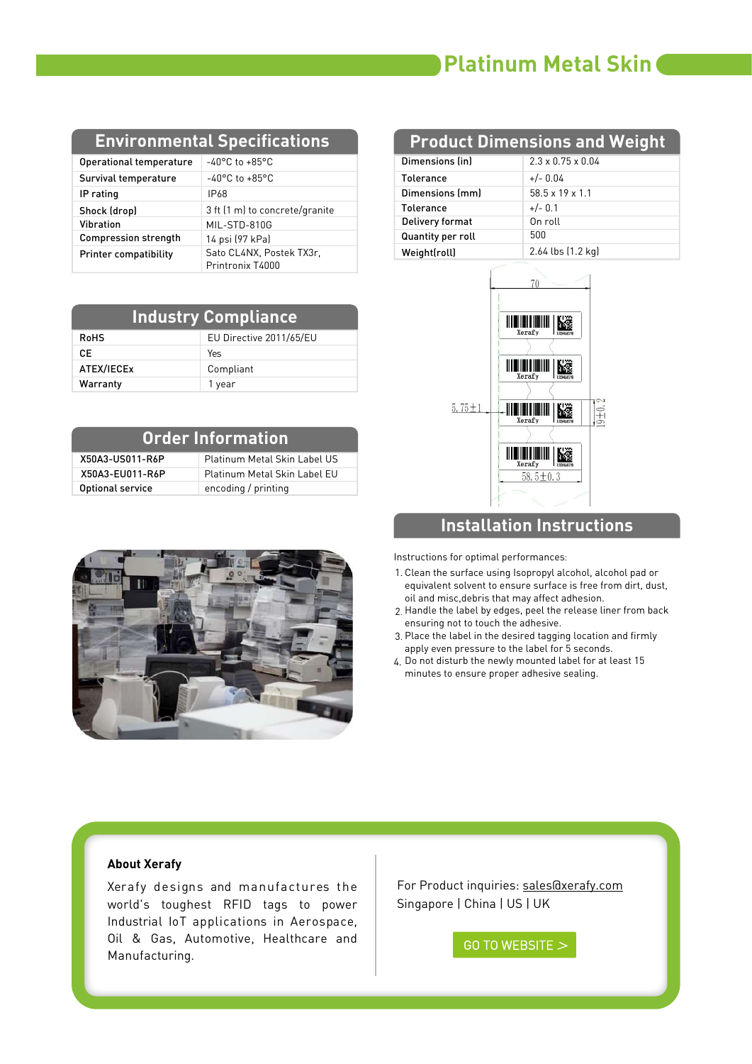# Platinum Metal Skin

## Environmental Specifications

| | |
|---|---|
| Operational temperature | -40°C to +85°C |
| Survival temperature | -40°C to +85°C |
| IP rating | IP68 |
| Shock (drop) | 3 ft (1 m) to concrete/granite |
| Vibration | MIL-STD-810G |
| Compression strength | 14 psi (97 kPa) |
| Printer compatibility | Sato CL4NX, Postek TX3r, Printronix T4000 |

## Industry Compliance

| | |
|---|---|
| RoHS | EU Directive 2011/65/EU |
| CE | Yes |
| ATEX/IECEx | Compliant |
| Warranty | 1 year |

## Order Information

| | |
|---|---|
| X50A3-US011-R6P | Platinum Metal Skin Label US |
| X50A3-EU011-R6P | Platinum Metal Skin Label EU |
| Optional service | encoding / printing |

## Product Dimensions and Weight

| | |
|---|---|
| Dimensions (in) | 2.3 x 0.75 x 0.04 |
| Tolerance | +/- 0.04 |
| Dimensions (mm) | 58.5 x 19 x 1.1 |
| Tolerance | +/- 0.1 |
| Delivery format | On roll |
| Quantity per roll | 500 |
| Weight(roll) | 2.64 lbs (1.2 kg) |

70

5.75±1

19±0.2

58.5±0.3

## Installation Instructions

Instructions for optimal performances:

1. Clean the surface using Isopropyl alcohol, alcohol pad or equivalent solvent to ensure surface is free from dirt, dust, oil and misc,debris that may affect adhesion.
2. Handle the label by edges, peel the release liner from back ensuring not to touch the adhesive.
3. Place the label in the desired tagging location and firmly apply even pressure to the label for 5 seconds.
4. Do not disturb the newly mounted label for at least 15 minutes to ensure proper adhesive sealing.

**About Xerafy**

Xerafy designs and manufactures the world's toughest RFID tags to power Industrial IoT applications in Aerospace, Oil & Gas, Automotive, Healthcare and Manufacturing.

For Product inquiries: sales@xerafy.com

Singapore | China | US | UK

GO TO WEBSITE >